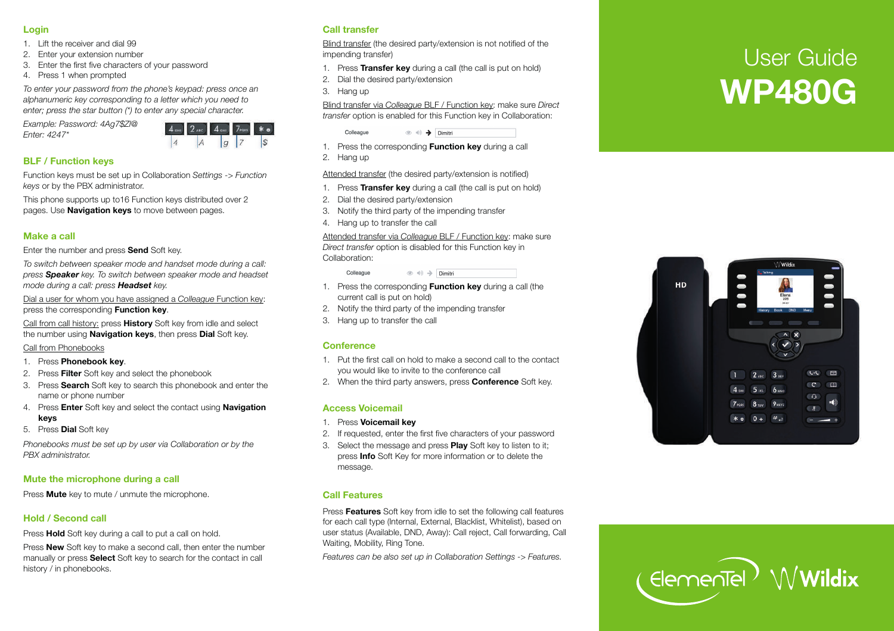# User Guide
# WP480G

## Login

1. Lift the receiver and dial 99
2. Enter your extension number
3. Enter the first five characters of your password
4. Press 1 when prompted

*To enter your password from the phone's keypad: press once an alphanumeric key corresponding to a letter which you need to enter; press the star button (*) to enter any special character.*

*Example: Password: 4Ag7$Zl@*
*Enter: 4247**

## BLF / Function keys

Function keys must be set up in Collaboration *Settings -> Function keys* or by the PBX administrator.

This phone supports up to16 Function keys distributed over 2 pages. Use **Navigation keys** to move between pages.

## Make a call

Enter the number and press **Send** Soft key.

*To switch between speaker mode and handset mode during a call: press **Speaker** key. To switch between speaker mode and headset mode during a call: press **Headset** key.*

Dial a user for whom you have assigned a *Colleague* Function key: press the corresponding **Function key**.

Call from call history: press **History** Soft key from idle and select the number using **Navigation keys**, then press **Dial** Soft key.

Call from Phonebooks

1. Press **Phonebook key**.
2. Press **Filter** Soft key and select the phonebook
3. Press **Search** Soft key to search this phonebook and enter the name or phone number
4. Press **Enter** Soft key and select the contact using **Navigation keys**
5. Press **Dial** Soft key

*Phonebooks must be set up by user via Collaboration or by the PBX administrator.*

## Mute the microphone during a call

Press **Mute** key to mute / unmute the microphone.

## Hold / Second call

Press **Hold** Soft key during a call to put a call on hold.

Press **New** Soft key to make a second call, then enter the number manually or press **Select** Soft key to search for the contact in call history / in phonebooks.

## Call transfer

Blind transfer (the desired party/extension is not notified of the impending transfer)

1. Press **Transfer key** during a call (the call is put on hold)
2. Dial the desired party/extension
3. Hang up

Blind transfer via *Colleague* BLF / Function key: make sure *Direct transfer* option is enabled for this Function key in Collaboration:

1. Press the corresponding **Function key** during a call
2. Hang up

Attended transfer (the desired party/extension is notified)

1. Press **Transfer key** during a call (the call is put on hold)
2. Dial the desired party/extension
3. Notify the third party of the impending transfer
4. Hang up to transfer the call

Attended transfer via *Colleague* BLF / Function key: make sure *Direct transfer* option is disabled for this Function key in Collaboration:

1. Press the corresponding **Function key** during a call (the current call is put on hold)
2. Notify the third party of the impending transfer
3. Hang up to transfer the call

## Conference

1. Put the first call on hold to make a second call to the contact you would like to invite to the conference call
2. When the third party answers, press **Conference** Soft key.

## Access Voicemail

1. Press **Voicemail key**
2. If requested, enter the first five characters of your password
3. Select the message and press **Play** Soft key to listen to it; press **Info** Soft Key for more information or to delete the message.

## Call Features

Press **Features** Soft key from idle to set the following call features for each call type (Internal, External, Blacklist, Whitelist), based on user status (Available, DND, Away): Call reject, Call forwarding, Call Waiting, Mobility, Ring Tone.

*Features can be also set up in Collaboration Settings -> Features.*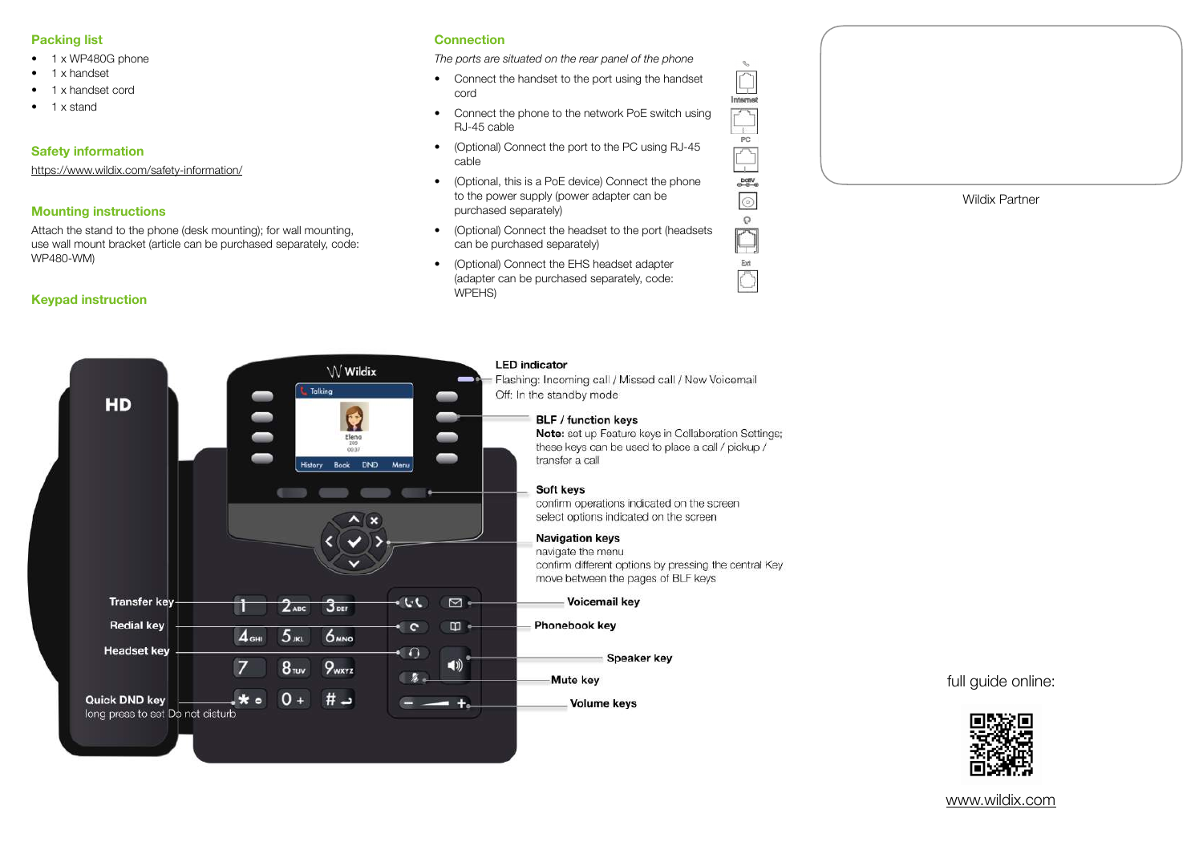## Packing list

- 1 x WP480G phone
- 1 x handset
- 1 x handset cord
- 1 x stand

## Safety information

https://www.wildix.com/safety-information/

## Mounting instructions

Attach the stand to the phone (desk mounting); for wall mounting, use wall mount bracket (article can be purchased separately, code: WP480-WM)

## Keypad instruction

**LED indicator**
Flashing: Incoming call / Missed call / New Voicemail
Off: In the standby mode

**BLF / function keys**
**Note:** set up Feature keys in Collaboration Settings; these keys can be used to place a call / pickup / transfer a call

**Soft keys**
confirm operations indicated on the screen
select options indicated on the screen

**Navigation keys**
navigate the menu
confirm different options by pressing the central Key
move between the pages of BLF keys

**Transfer key**

**Redial key**

**Headset key**

**Quick DND key**
long press to set Do not disturb

**Voicemail key**

**Phonebook key**

**Speaker key**

**Mute key**

**Volume keys**

## Connection

*The ports are situated on the rear panel of the phone*

- Connect the handset to the port using the handset cord
- Connect the phone to the network PoE switch using RJ-45 cable
- (Optional) Connect the port to the PC using RJ-45 cable
- (Optional, this is a PoE device) Connect the phone to the power supply (power adapter can be purchased separately)
- (Optional) Connect the headset to the port (headsets can be purchased separately)
- (Optional) Connect the EHS headset adapter (adapter can be purchased separately, code: WPEHS)

Internet

PC

DC5V

Ext

Wildix Partner

full guide online:

www.wildix.com